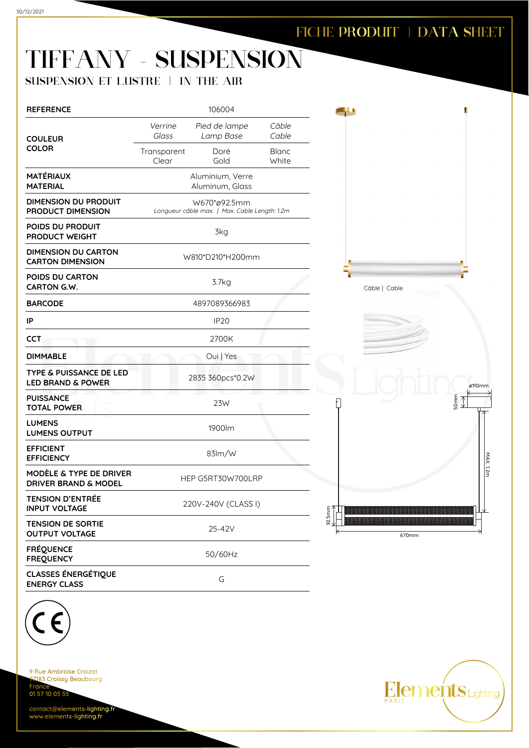30/12/2021

FICHE PRODUIT | DATA SHEET

# TIFFANY - SUSPENSION

## SUSPENSION ET LUSTRE | IN THE AIR

| | | | |
|---|---|---|---|
| **REFERENCE** | 106004 | | |
| **COULEUR COLOR** | *Verrine Glass* | *Pied de lampe Lamp Base* | *Câble Cable* |
| | Transparent Clear | Doré Gold | Blanc White |
| **MATÉRIAUX MATERIAL** | Aluminium, Verre Aluminum, Glass | | |
| **DIMENSION DU PRODUIT PRODUCT DIMENSION** | W670*ø92.5mm *Longueur câble max. \| Max. Cable Length: 1.2m* | | |
| **POIDS DU PRODUIT PRODUCT WEIGHT** | 3kg | | |
| **DIMENSION DU CARTON CARTON DIMENSION** | W810*D210*H200mm | | |
| **POIDS DU CARTON CARTON G.W.** | 3.7kg | | |
| **BARCODE** | 4897089366983 | | |
| **IP** | IP20 | | |
| **CCT** | 2700K | | |
| **DIMMABLE** | Oui \| Yes | | |
| **TYPE & PUISSANCE DE LED LED BRAND & POWER** | 2835 360pcs*0.2W | | |
| **PUISSANCE TOTAL POWER** | 23W | | |
| **LUMENS LUMENS OUTPUT** | 1900lm | | |
| **EFFICIENT EFFICIENCY** | 83lm/W | | |
| **MODÈLE & TYPE DE DRIVER DRIVER BRAND & MODEL** | HEP G5RT30W700LRP | | |
| **TENSION D'ENTRÉE INPUT VOLTAGE** | 220V-240V (CLASS I) | | |
| **TENSION DE SORTIE OUTPUT VOLTAGE** | 25-42V | | |
| **FRÉQUENCE FREQUENCY** | 50/60Hz | | |
| **CLASSES ÉNERGÉTIQUE ENERGY CLASS** | G | | |

Câble | Cable

ø110mm

50mm

MAX. 1.2m

92.5mm

670mm

9 Rue Ambroise Croizat
77183 Croissy Beaubourg
France
01 57 10 03 55

contact@elements-lighting.fr
www.elements-lighting.fr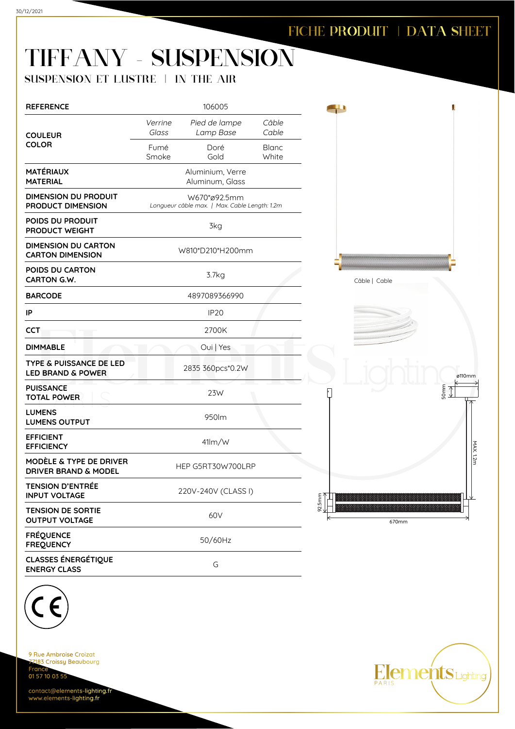# FICHE PRODUIT | DATA SHEET

# TIFFANY - SUSPENSION

## SUSPENSION ET LUSTRE | IN THE AIR

| | | | |
|---|---|---|---|
| **REFERENCE** | 106005 | | |
| **COULEUR**<br>**COLOR** | *Verrine*<br>*Glass* | *Pied de lampe*<br>*Lamp Base* | *Câble*<br>*Cable* |
| | Fumé<br>Smoke | Doré<br>Gold | Blanc<br>White |
| **MATÉRIAUX**<br>**MATERIAL** | Aluminium, Verre<br>Aluminum, Glass | | |
| **DIMENSION DU PRODUIT**<br>**PRODUCT DIMENSION** | W670*ø92.5mm<br>*Longueur câble max. \| Max. Cable Length: 1.2m* | | |
| **POIDS DU PRODUIT**<br>**PRODUCT WEIGHT** | 3kg | | |
| **DIMENSION DU CARTON**<br>**CARTON DIMENSION** | W810*D210*H200mm | | |
| **POIDS DU CARTON**<br>**CARTON G.W.** | 3.7kg | | |
| **BARCODE** | 4897089366990 | | |
| **IP** | IP20 | | |
| **CCT** | 2700K | | |
| **DIMMABLE** | Oui \| Yes | | |
| **TYPE & PUISSANCE DE LED**<br>**LED BRAND & POWER** | 2835 360pcs*0.2W | | |
| **PUISSANCE**<br>**TOTAL POWER** | 23W | | |
| **LUMENS**<br>**LUMENS OUTPUT** | 950lm | | |
| **EFFICIENT**<br>**EFFICIENCY** | 41lm/W | | |
| **MODÈLE & TYPE DE DRIVER**<br>**DRIVER BRAND & MODEL** | HEP G5RT30W700LRP | | |
| **TENSION D'ENTRÉE**<br>**INPUT VOLTAGE** | 220V-240V (CLASS I) | | |
| **TENSION DE SORTIE**<br>**OUTPUT VOLTAGE** | 60V | | |
| **FRÉQUENCE**<br>**FREQUENCY** | 50/60Hz | | |
| **CLASSES ÉNERGÉTIQUE**<br>**ENERGY CLASS** | G | | |

Câble | Cable

ø110mm

50mm

MAX. 1.2m

92.5mm

670mm

9 Rue Ambroise Croizat
77183 Croissy Beaubourg
France
01 57 10 03 55

contact@elements-lighting.fr
www.elements-lighting.fr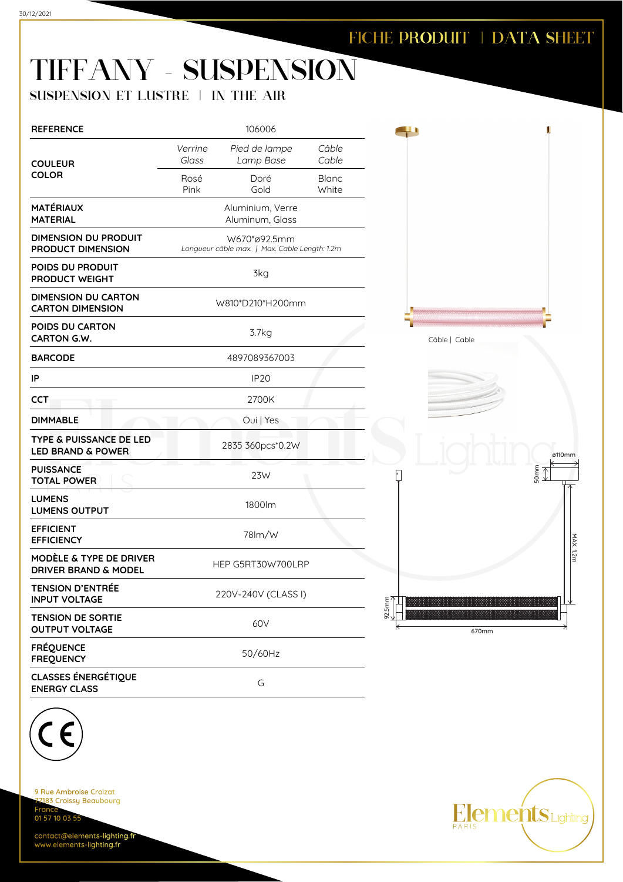FICHE PRODUIT | DATA SHEET

# TIFFANY - SUSPENSION

## SUSPENSION ET LUSTRE | IN THE AIR

| | | | |
|---|---|---|---|
| **REFERENCE** | 106006 | | |
| **COULEUR COLOR** | *Verrine Glass* | *Pied de lampe Lamp Base* | *Câble Cable* |
| | Rosé Pink | Doré Gold | Blanc White |
| **MATÉRIAUX MATERIAL** | Aluminium, Verre Aluminum, Glass | | |
| **DIMENSION DU PRODUIT PRODUCT DIMENSION** | W670*ø92.5mm *Longueur câble max. \| Max. Cable Length: 1.2m* | | |
| **POIDS DU PRODUIT PRODUCT WEIGHT** | 3kg | | |
| **DIMENSION DU CARTON CARTON DIMENSION** | W810*D210*H200mm | | |
| **POIDS DU CARTON CARTON G.W.** | 3.7kg | | |
| **BARCODE** | 4897089367003 | | |
| **IP** | IP20 | | |
| **CCT** | 2700K | | |
| **DIMMABLE** | Oui \| Yes | | |
| **TYPE & PUISSANCE DE LED LED BRAND & POWER** | 2835 360pcs*0.2W | | |
| **PUISSANCE TOTAL POWER** | 23W | | |
| **LUMENS LUMENS OUTPUT** | 1800lm | | |
| **EFFICIENT EFFICIENCY** | 78lm/W | | |
| **MODÈLE & TYPE DE DRIVER DRIVER BRAND & MODEL** | HEP G5RT30W700LRP | | |
| **TENSION D'ENTRÉE INPUT VOLTAGE** | 220V-240V (CLASS I) | | |
| **TENSION DE SORTIE OUTPUT VOLTAGE** | 60V | | |
| **FRÉQUENCE FREQUENCY** | 50/60Hz | | |
| **CLASSES ÉNERGÉTIQUE ENERGY CLASS** | G | | |

Câble | Cable

ø110mm
50mm
MAX. 1.2m
92.5mm
670mm

9 Rue Ambroise Croizat
77183 Croissy Beaubourg
France
01 57 10 03 55

contact@elements-lighting.fr
www.elements-lighting.fr